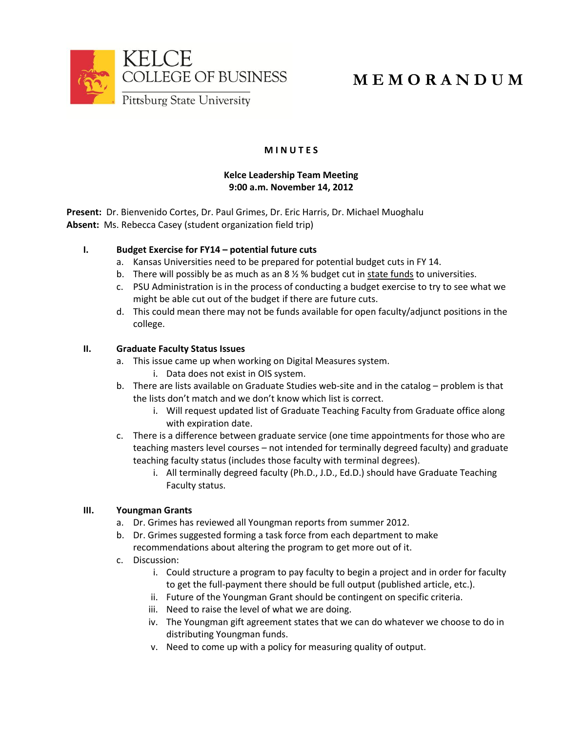KELCE COLLEGE OF BUSINESS
Pittsburg State University

# M E M O R A N D U M

## M I N U T E S

**Kelce Leadership Team Meeting**
**9:00 a.m. November 14, 2012**

**Present:** Dr. Bienvenido Cortes, Dr. Paul Grimes, Dr. Eric Harris, Dr. Michael Muoghalu
**Absent:** Ms. Rebecca Casey (student organization field trip)

### I. Budget Exercise for FY14 – potential future cuts

a. Kansas Universities need to be prepared for potential budget cuts in FY 14.
b. There will possibly be as much as an 8 ½ % budget cut in <u>state funds</u> to universities.
c. PSU Administration is in the process of conducting a budget exercise to try to see what we might be able cut out of the budget if there are future cuts.
d. This could mean there may not be funds available for open faculty/adjunct positions in the college.

### II. Graduate Faculty Status Issues

a. This issue came up when working on Digital Measures system.
   i. Data does not exist in OIS system.
b. There are lists available on Graduate Studies web-site and in the catalog – problem is that the lists don't match and we don't know which list is correct.
   i. Will request updated list of Graduate Teaching Faculty from Graduate office along with expiration date.
c. There is a difference between graduate service (one time appointments for those who are teaching masters level courses – not intended for terminally degreed faculty) and graduate teaching faculty status (includes those faculty with terminal degrees).
   i. All terminally degreed faculty (Ph.D., J.D., Ed.D.) should have Graduate Teaching Faculty status.

### III. Youngman Grants

a. Dr. Grimes has reviewed all Youngman reports from summer 2012.
b. Dr. Grimes suggested forming a task force from each department to make recommendations about altering the program to get more out of it.
c. Discussion:
   i. Could structure a program to pay faculty to begin a project and in order for faculty to get the full-payment there should be full output (published article, etc.).
   ii. Future of the Youngman Grant should be contingent on specific criteria.
   iii. Need to raise the level of what we are doing.
   iv. The Youngman gift agreement states that we can do whatever we choose to do in distributing Youngman funds.
   v. Need to come up with a policy for measuring quality of output.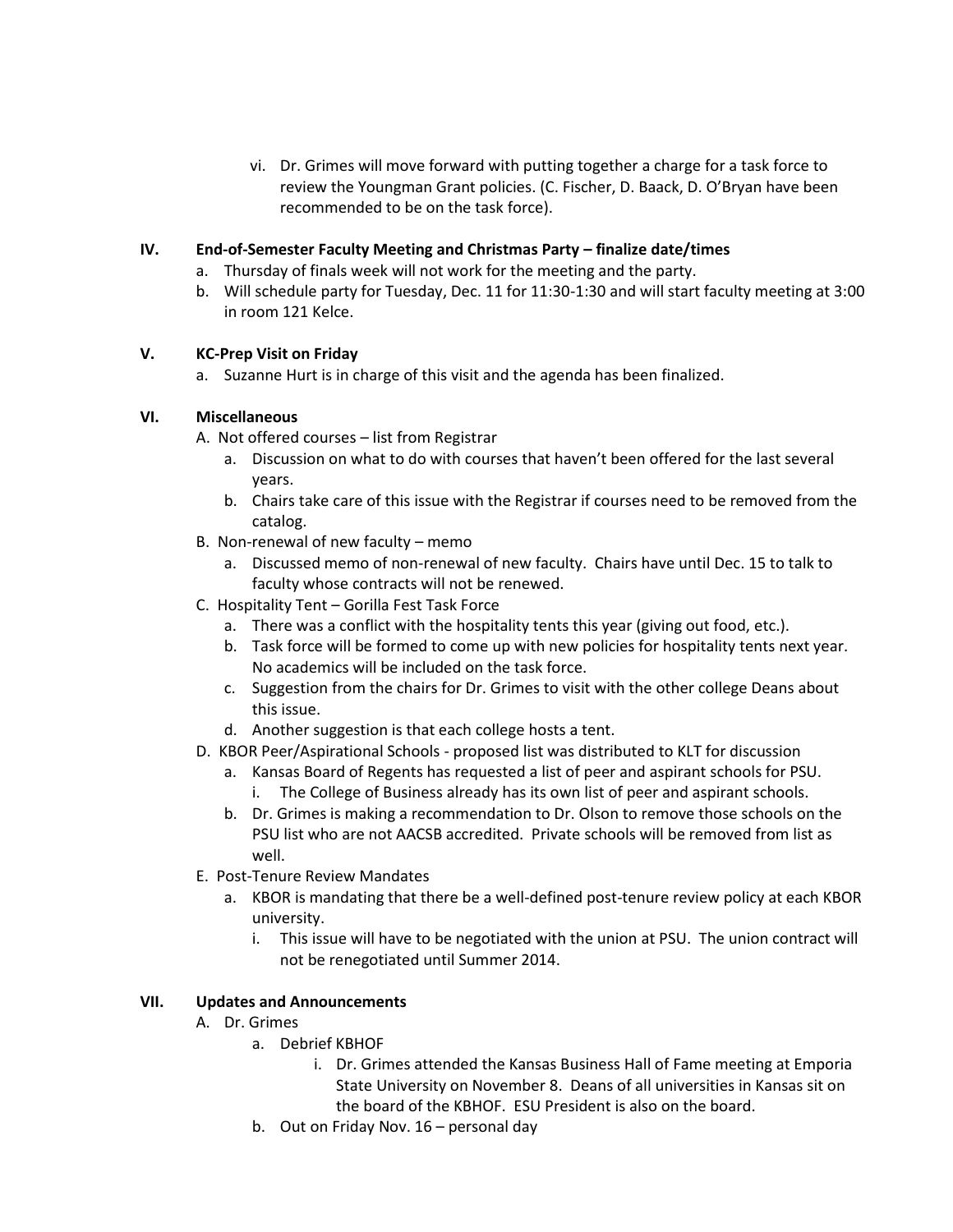vi. Dr. Grimes will move forward with putting together a charge for a task force to review the Youngman Grant policies. (C. Fischer, D. Baack, D. O'Bryan have been recommended to be on the task force).

**IV. End-of-Semester Faculty Meeting and Christmas Party – finalize date/times**

a. Thursday of finals week will not work for the meeting and the party.
b. Will schedule party for Tuesday, Dec. 11 for 11:30-1:30 and will start faculty meeting at 3:00 in room 121 Kelce.

**V. KC-Prep Visit on Friday**

a. Suzanne Hurt is in charge of this visit and the agenda has been finalized.

**VI. Miscellaneous**

A. Not offered courses – list from Registrar
   a. Discussion on what to do with courses that haven't been offered for the last several years.
   b. Chairs take care of this issue with the Registrar if courses need to be removed from the catalog.

B. Non-renewal of new faculty – memo
   a. Discussed memo of non-renewal of new faculty. Chairs have until Dec. 15 to talk to faculty whose contracts will not be renewed.

C. Hospitality Tent – Gorilla Fest Task Force
   a. There was a conflict with the hospitality tents this year (giving out food, etc.).
   b. Task force will be formed to come up with new policies for hospitality tents next year. No academics will be included on the task force.
   c. Suggestion from the chairs for Dr. Grimes to visit with the other college Deans about this issue.
   d. Another suggestion is that each college hosts a tent.

D. KBOR Peer/Aspirational Schools - proposed list was distributed to KLT for discussion
   a. Kansas Board of Regents has requested a list of peer and aspirant schools for PSU.
      i. The College of Business already has its own list of peer and aspirant schools.
   b. Dr. Grimes is making a recommendation to Dr. Olson to remove those schools on the PSU list who are not AACSB accredited. Private schools will be removed from list as well.

E. Post-Tenure Review Mandates
   a. KBOR is mandating that there be a well-defined post-tenure review policy at each KBOR university.
      i. This issue will have to be negotiated with the union at PSU. The union contract will not be renegotiated until Summer 2014.

**VII. Updates and Announcements**

A. Dr. Grimes
   a. Debrief KBHOF
      i. Dr. Grimes attended the Kansas Business Hall of Fame meeting at Emporia State University on November 8. Deans of all universities in Kansas sit on the board of the KBHOF. ESU President is also on the board.
   b. Out on Friday Nov. 16 – personal day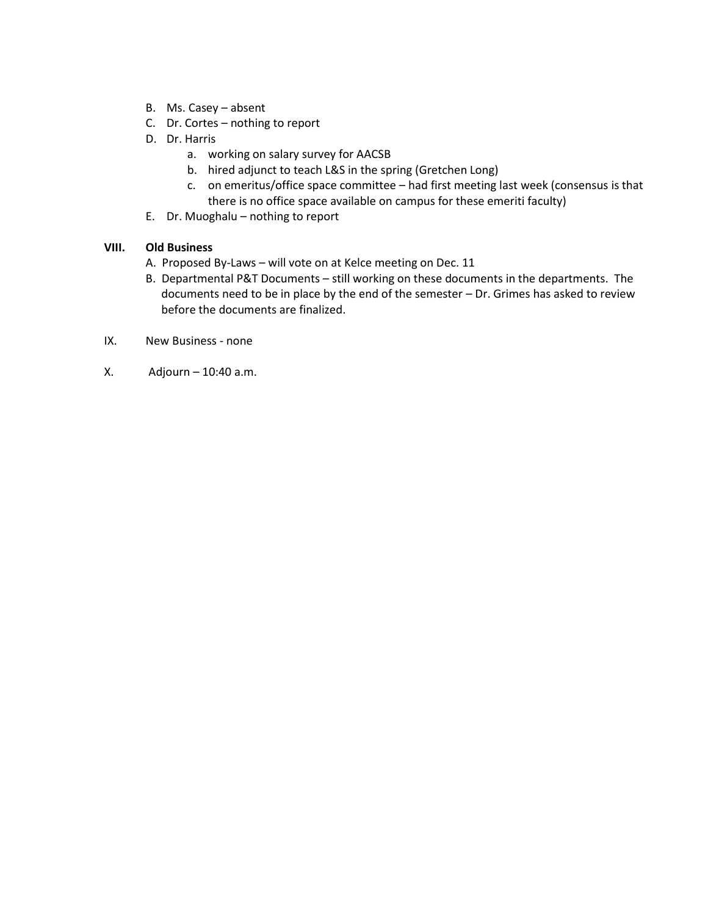B. Ms. Casey – absent

C. Dr. Cortes – nothing to report

D. Dr. Harris
   a. working on salary survey for AACSB
   b. hired adjunct to teach L&S in the spring (Gretchen Long)
   c. on emeritus/office space committee – had first meeting last week (consensus is that there is no office space available on campus for these emeriti faculty)

E. Dr. Muoghalu – nothing to report

**VIII. Old Business**

A. Proposed By-Laws – will vote on at Kelce meeting on Dec. 11

B. Departmental P&T Documents – still working on these documents in the departments. The documents need to be in place by the end of the semester – Dr. Grimes has asked to review before the documents are finalized.

IX. New Business - none

X. Adjourn – 10:40 a.m.